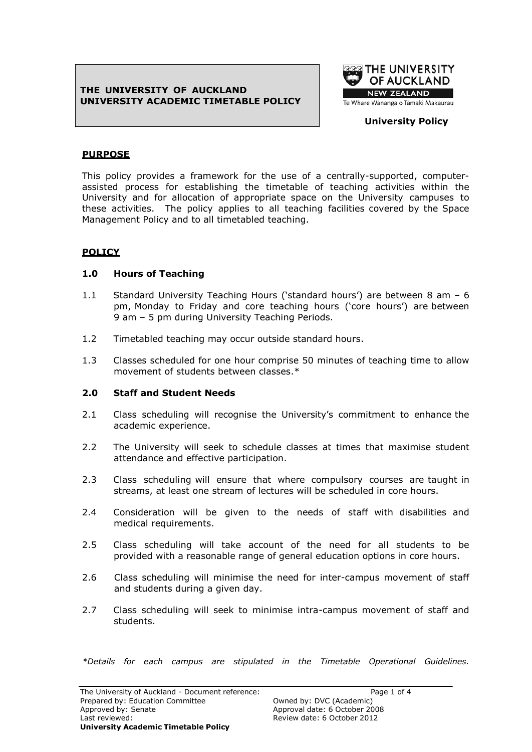**THE UNIVERSITY OF AUCKLAND**
**UNIVERSITY ACADEMIC TIMETABLE POLICY**

THE UNIVERSITY OF AUCKLAND
NEW ZEALAND
Te Whare Wānanga o Tāmaki Makaurau

**University Policy**

## PURPOSE

This policy provides a framework for the use of a centrally-supported, computer-assisted process for establishing the timetable of teaching activities within the University and for allocation of appropriate space on the University campuses to these activities. The policy applies to all teaching facilities covered by the Space Management Policy and to all timetabled teaching.

## POLICY

### 1.0 Hours of Teaching

1.1 Standard University Teaching Hours ('standard hours') are between 8 am – 6 pm, Monday to Friday and core teaching hours ('core hours') are between 9 am – 5 pm during University Teaching Periods.

1.2 Timetabled teaching may occur outside standard hours.

1.3 Classes scheduled for one hour comprise 50 minutes of teaching time to allow movement of students between classes.*

### 2.0 Staff and Student Needs

2.1 Class scheduling will recognise the University's commitment to enhance the academic experience.

2.2 The University will seek to schedule classes at times that maximise student attendance and effective participation.

2.3 Class scheduling will ensure that where compulsory courses are taught in streams, at least one stream of lectures will be scheduled in core hours.

2.4 Consideration will be given to the needs of staff with disabilities and medical requirements.

2.5 Class scheduling will take account of the need for all students to be provided with a reasonable range of general education options in core hours.

2.6 Class scheduling will minimise the need for inter-campus movement of staff and students during a given day.

2.7 Class scheduling will seek to minimise intra-campus movement of staff and students.

*\*Details for each campus are stipulated in the Timetable Operational Guidelines.*

The University of Auckland - Document reference:
Prepared by: Education Committee
Approved by: Senate
Last reviewed:
**University Academic Timetable Policy**

Owned by: DVC (Academic)
Approval date: 6 October 2008
Review date: 6 October 2012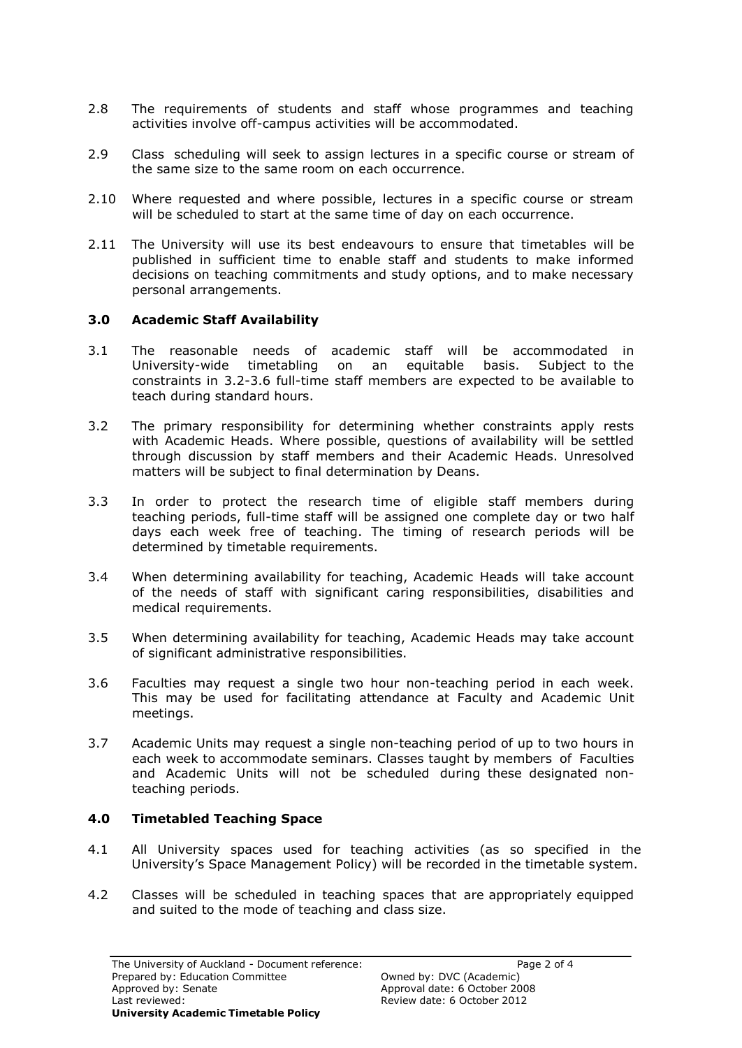2.8 The requirements of students and staff whose programmes and teaching activities involve off-campus activities will be accommodated.

2.9 Class scheduling will seek to assign lectures in a specific course or stream of the same size to the same room on each occurrence.

2.10 Where requested and where possible, lectures in a specific course or stream will be scheduled to start at the same time of day on each occurrence.

2.11 The University will use its best endeavours to ensure that timetables will be published in sufficient time to enable staff and students to make informed decisions on teaching commitments and study options, and to make necessary personal arrangements.

### 3.0 Academic Staff Availability

3.1 The reasonable needs of academic staff will be accommodated in University-wide timetabling on an equitable basis. Subject to the constraints in 3.2-3.6 full-time staff members are expected to be available to teach during standard hours.

3.2 The primary responsibility for determining whether constraints apply rests with Academic Heads. Where possible, questions of availability will be settled through discussion by staff members and their Academic Heads. Unresolved matters will be subject to final determination by Deans.

3.3 In order to protect the research time of eligible staff members during teaching periods, full-time staff will be assigned one complete day or two half days each week free of teaching. The timing of research periods will be determined by timetable requirements.

3.4 When determining availability for teaching, Academic Heads will take account of the needs of staff with significant caring responsibilities, disabilities and medical requirements.

3.5 When determining availability for teaching, Academic Heads may take account of significant administrative responsibilities.

3.6 Faculties may request a single two hour non-teaching period in each week. This may be used for facilitating attendance at Faculty and Academic Unit meetings.

3.7 Academic Units may request a single non-teaching period of up to two hours in each week to accommodate seminars. Classes taught by members of Faculties and Academic Units will not be scheduled during these designated non-teaching periods.

### 4.0 Timetabled Teaching Space

4.1 All University spaces used for teaching activities (as so specified in the University's Space Management Policy) will be recorded in the timetable system.

4.2 Classes will be scheduled in teaching spaces that are appropriately equipped and suited to the mode of teaching and class size.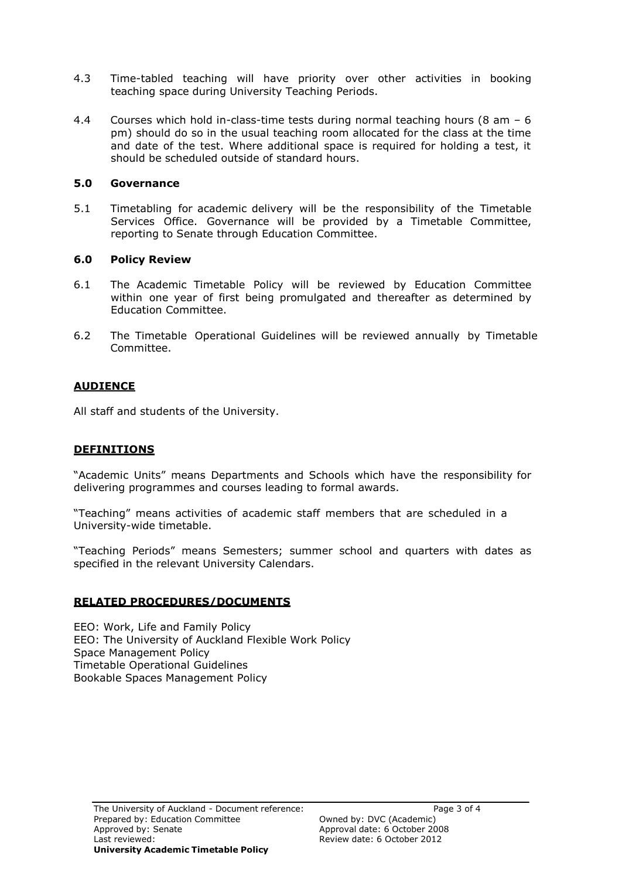4.3 Time-tabled teaching will have priority over other activities in booking teaching space during University Teaching Periods.

4.4 Courses which hold in-class-time tests during normal teaching hours (8 am – 6 pm) should do so in the usual teaching room allocated for the class at the time and date of the test. Where additional space is required for holding a test, it should be scheduled outside of standard hours.

### 5.0 Governance

5.1 Timetabling for academic delivery will be the responsibility of the Timetable Services Office. Governance will be provided by a Timetable Committee, reporting to Senate through Education Committee.

### 6.0 Policy Review

6.1 The Academic Timetable Policy will be reviewed by Education Committee within one year of first being promulgated and thereafter as determined by Education Committee.

6.2 The Timetable Operational Guidelines will be reviewed annually by Timetable Committee.

## AUDIENCE

All staff and students of the University.

## DEFINITIONS

"Academic Units" means Departments and Schools which have the responsibility for delivering programmes and courses leading to formal awards.

"Teaching" means activities of academic staff members that are scheduled in a University-wide timetable.

"Teaching Periods" means Semesters; summer school and quarters with dates as specified in the relevant University Calendars.

## RELATED PROCEDURES/DOCUMENTS

EEO: Work, Life and Family Policy
EEO: The University of Auckland Flexible Work Policy
Space Management Policy
Timetable Operational Guidelines
Bookable Spaces Management Policy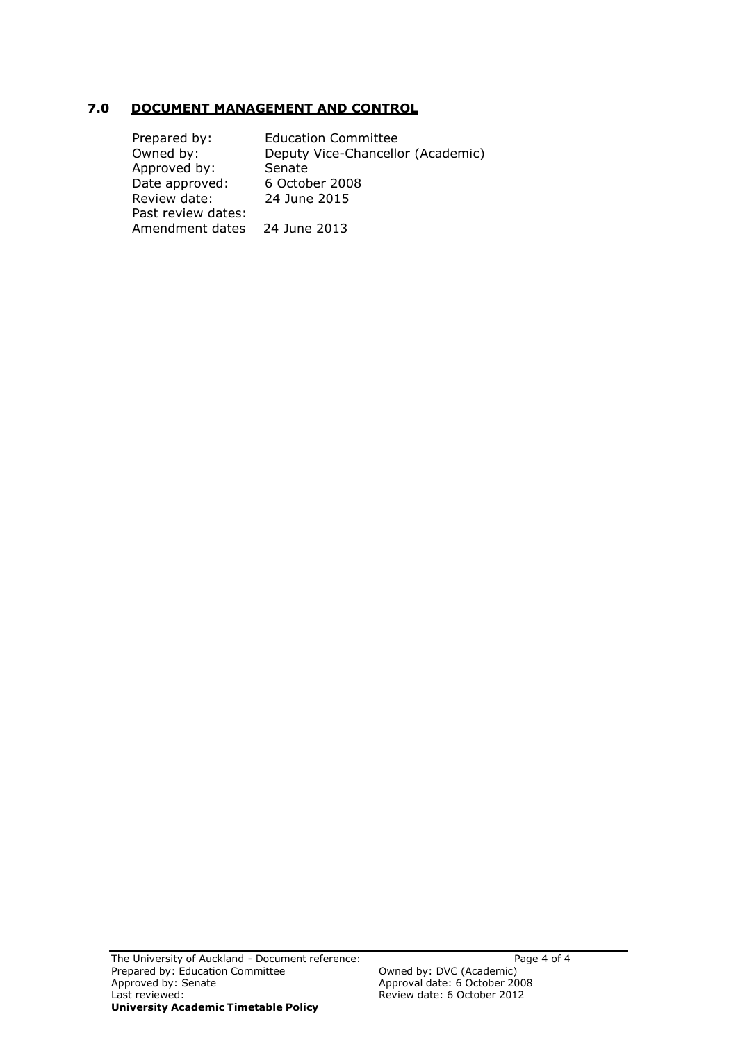## 7.0 DOCUMENT MANAGEMENT AND CONTROL

| | |
|---|---|
| Prepared by: | Education Committee |
| Owned by: | Deputy Vice-Chancellor (Academic) |
| Approved by: | Senate |
| Date approved: | 6 October 2008 |
| Review date: | 24 June 2015 |
| Past review dates: | |
| Amendment dates | 24 June 2013 |